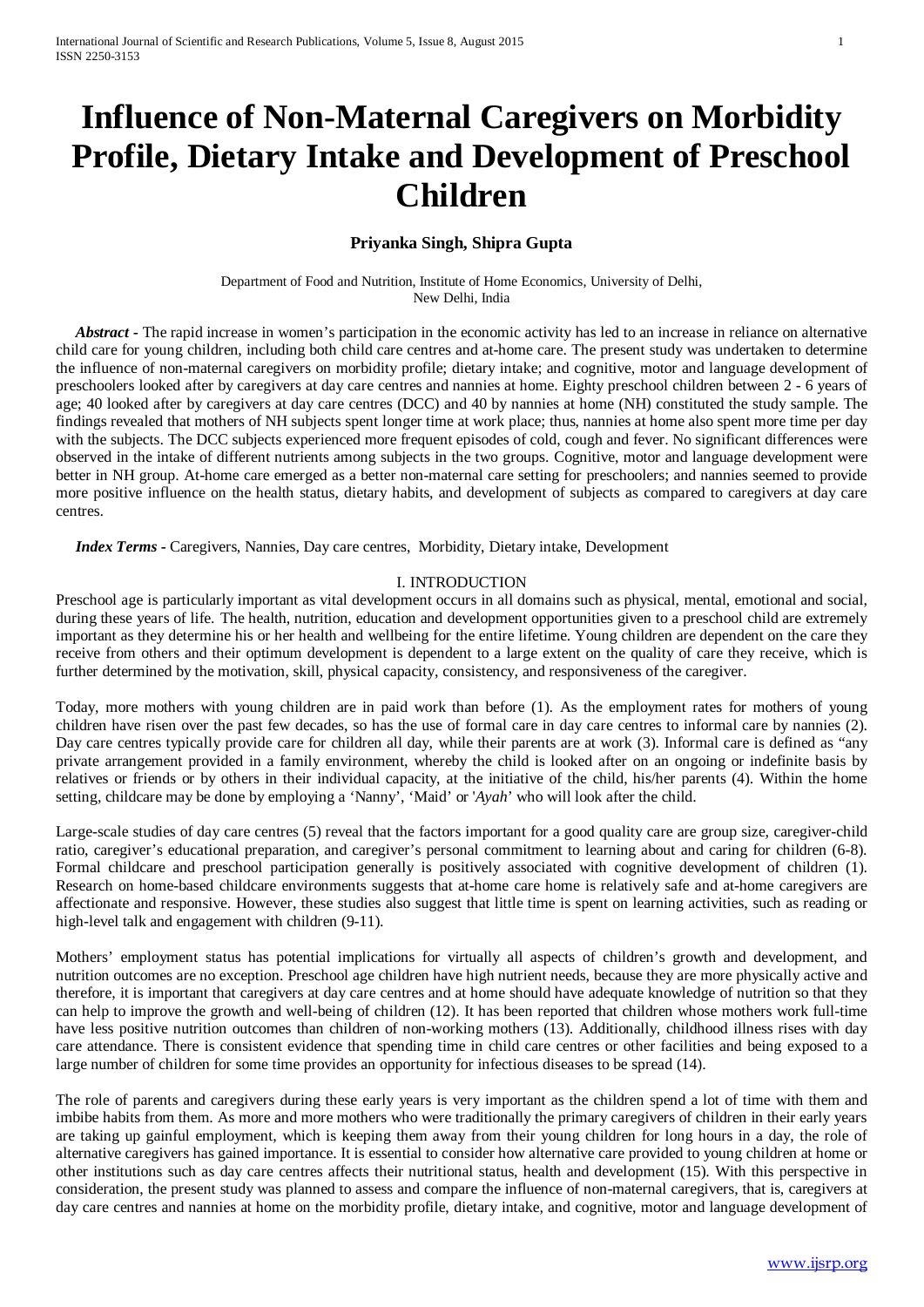# Influence of Non-Maternal Caregivers on Morbidity Profile, Dietary Intake and Development of Preschool Children

**Priyanka Singh, Shipra Gupta**

Department of Food and Nutrition, Institute of Home Economics, University of Delhi,
New Delhi, India

***Abstract*** - The rapid increase in women's participation in the economic activity has led to an increase in reliance on alternative child care for young children, including both child care centres and at-home care. The present study was undertaken to determine the influence of non-maternal caregivers on morbidity profile; dietary intake; and cognitive, motor and language development of preschoolers looked after by caregivers at day care centres and nannies at home. Eighty preschool children between 2 - 6 years of age; 40 looked after by caregivers at day care centres (DCC) and 40 by nannies at home (NH) constituted the study sample. The findings revealed that mothers of NH subjects spent longer time at work place; thus, nannies at home also spent more time per day with the subjects. The DCC subjects experienced more frequent episodes of cold, cough and fever. No significant differences were observed in the intake of different nutrients among subjects in the two groups. Cognitive, motor and language development were better in NH group. At-home care emerged as a better non-maternal care setting for preschoolers; and nannies seemed to provide more positive influence on the health status, dietary habits, and development of subjects as compared to caregivers at day care centres.

***Index Terms*** - Caregivers, Nannies, Day care centres, Morbidity, Dietary intake, Development

## I. INTRODUCTION

Preschool age is particularly important as vital development occurs in all domains such as physical, mental, emotional and social, during these years of life. The health, nutrition, education and development opportunities given to a preschool child are extremely important as they determine his or her health and wellbeing for the entire lifetime. Young children are dependent on the care they receive from others and their optimum development is dependent to a large extent on the quality of care they receive, which is further determined by the motivation, skill, physical capacity, consistency, and responsiveness of the caregiver.

Today, more mothers with young children are in paid work than before (1). As the employment rates for mothers of young children have risen over the past few decades, so has the use of formal care in day care centres to informal care by nannies (2). Day care centres typically provide care for children all day, while their parents are at work (3). Informal care is defined as "any private arrangement provided in a family environment, whereby the child is looked after on an ongoing or indefinite basis by relatives or friends or by others in their individual capacity, at the initiative of the child, his/her parents (4). Within the home setting, childcare may be done by employing a 'Nanny', 'Maid' or '*Ayah*' who will look after the child.

Large-scale studies of day care centres (5) reveal that the factors important for a good quality care are group size, caregiver-child ratio, caregiver's educational preparation, and caregiver's personal commitment to learning about and caring for children (6-8). Formal childcare and preschool participation generally is positively associated with cognitive development of children (1). Research on home-based childcare environments suggests that at-home care home is relatively safe and at-home caregivers are affectionate and responsive. However, these studies also suggest that little time is spent on learning activities, such as reading or high-level talk and engagement with children (9-11).

Mothers' employment status has potential implications for virtually all aspects of children's growth and development, and nutrition outcomes are no exception. Preschool age children have high nutrient needs, because they are more physically active and therefore, it is important that caregivers at day care centres and at home should have adequate knowledge of nutrition so that they can help to improve the growth and well-being of children (12). It has been reported that children whose mothers work full-time have less positive nutrition outcomes than children of non-working mothers (13). Additionally, childhood illness rises with day care attendance. There is consistent evidence that spending time in child care centres or other facilities and being exposed to a large number of children for some time provides an opportunity for infectious diseases to be spread (14).

The role of parents and caregivers during these early years is very important as the children spend a lot of time with them and imbibe habits from them. As more and more mothers who were traditionally the primary caregivers of children in their early years are taking up gainful employment, which is keeping them away from their young children for long hours in a day, the role of alternative caregivers has gained importance. It is essential to consider how alternative care provided to young children at home or other institutions such as day care centres affects their nutritional status, health and development (15). With this perspective in consideration, the present study was planned to assess and compare the influence of non-maternal caregivers, that is, caregivers at day care centres and nannies at home on the morbidity profile, dietary intake, and cognitive, motor and language development of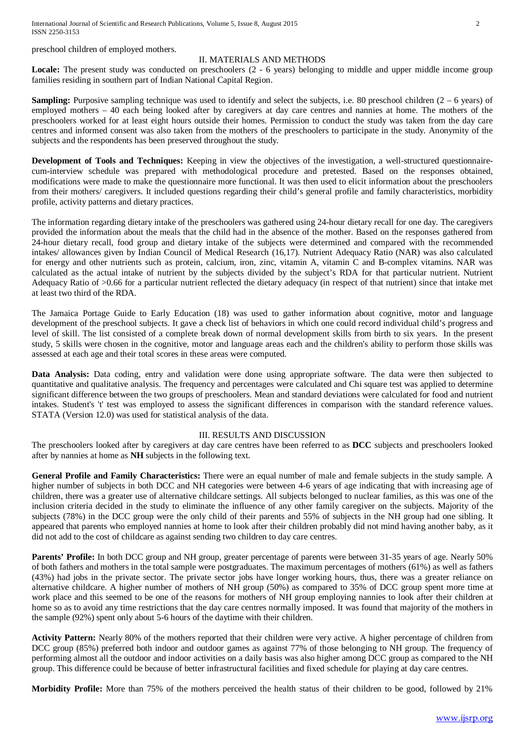preschool children of employed mothers.

## II. MATERIALS AND METHODS

**Locale:** The present study was conducted on preschoolers (2 - 6 years) belonging to middle and upper middle income group families residing in southern part of Indian National Capital Region.

**Sampling:** Purposive sampling technique was used to identify and select the subjects, i.e. 80 preschool children (2 – 6 years) of employed mothers – 40 each being looked after by caregivers at day care centres and nannies at home. The mothers of the preschoolers worked for at least eight hours outside their homes. Permission to conduct the study was taken from the day care centres and informed consent was also taken from the mothers of the preschoolers to participate in the study. Anonymity of the subjects and the respondents has been preserved throughout the study.

**Development of Tools and Techniques:** Keeping in view the objectives of the investigation, a well-structured questionnaire-cum-interview schedule was prepared with methodological procedure and pretested. Based on the responses obtained, modifications were made to make the questionnaire more functional. It was then used to elicit information about the preschoolers from their mothers/ caregivers. It included questions regarding their child's general profile and family characteristics, morbidity profile, activity patterns and dietary practices.

The information regarding dietary intake of the preschoolers was gathered using 24-hour dietary recall for one day. The caregivers provided the information about the meals that the child had in the absence of the mother. Based on the responses gathered from 24-hour dietary recall, food group and dietary intake of the subjects were determined and compared with the recommended intakes/ allowances given by Indian Council of Medical Research (16,17). Nutrient Adequacy Ratio (NAR) was also calculated for energy and other nutrients such as protein, calcium, iron, zinc, vitamin A, vitamin C and B-complex vitamins. NAR was calculated as the actual intake of nutrient by the subjects divided by the subject's RDA for that particular nutrient. Nutrient Adequacy Ratio of >0.66 for a particular nutrient reflected the dietary adequacy (in respect of that nutrient) since that intake met at least two third of the RDA.

The Jamaica Portage Guide to Early Education (18) was used to gather information about cognitive, motor and language development of the preschool subjects. It gave a check list of behaviors in which one could record individual child's progress and level of skill. The list consisted of a complete break down of normal development skills from birth to six years. In the present study, 5 skills were chosen in the cognitive, motor and language areas each and the children's ability to perform those skills was assessed at each age and their total scores in these areas were computed.

**Data Analysis:** Data coding, entry and validation were done using appropriate software. The data were then subjected to quantitative and qualitative analysis. The frequency and percentages were calculated and Chi square test was applied to determine significant difference between the two groups of preschoolers. Mean and standard deviations were calculated for food and nutrient intakes. Student's 't' test was employed to assess the significant differences in comparison with the standard reference values. STATA (Version 12.0) was used for statistical analysis of the data.

## III. RESULTS AND DISCUSSION

The preschoolers looked after by caregivers at day care centres have been referred to as **DCC** subjects and preschoolers looked after by nannies at home as **NH** subjects in the following text.

**General Profile and Family Characteristics:** There were an equal number of male and female subjects in the study sample. A higher number of subjects in both DCC and NH categories were between 4-6 years of age indicating that with increasing age of children, there was a greater use of alternative childcare settings. All subjects belonged to nuclear families, as this was one of the inclusion criteria decided in the study to eliminate the influence of any other family caregiver on the subjects. Majority of the subjects (78%) in the DCC group were the only child of their parents and 55% of subjects in the NH group had one sibling. It appeared that parents who employed nannies at home to look after their children probably did not mind having another baby, as it did not add to the cost of childcare as against sending two children to day care centres.

**Parents' Profile:** In both DCC group and NH group, greater percentage of parents were between 31-35 years of age. Nearly 50% of both fathers and mothers in the total sample were postgraduates. The maximum percentages of mothers (61%) as well as fathers (43%) had jobs in the private sector. The private sector jobs have longer working hours, thus, there was a greater reliance on alternative childcare. A higher number of mothers of NH group (50%) as compared to 35% of DCC group spent more time at work place and this seemed to be one of the reasons for mothers of NH group employing nannies to look after their children at home so as to avoid any time restrictions that the day care centres normally imposed. It was found that majority of the mothers in the sample (92%) spent only about 5-6 hours of the daytime with their children.

**Activity Pattern:** Nearly 80% of the mothers reported that their children were very active. A higher percentage of children from DCC group (85%) preferred both indoor and outdoor games as against 77% of those belonging to NH group. The frequency of performing almost all the outdoor and indoor activities on a daily basis was also higher among DCC group as compared to the NH group. This difference could be because of better infrastructural facilities and fixed schedule for playing at day care centres.

**Morbidity Profile:** More than 75% of the mothers perceived the health status of their children to be good, followed by 21%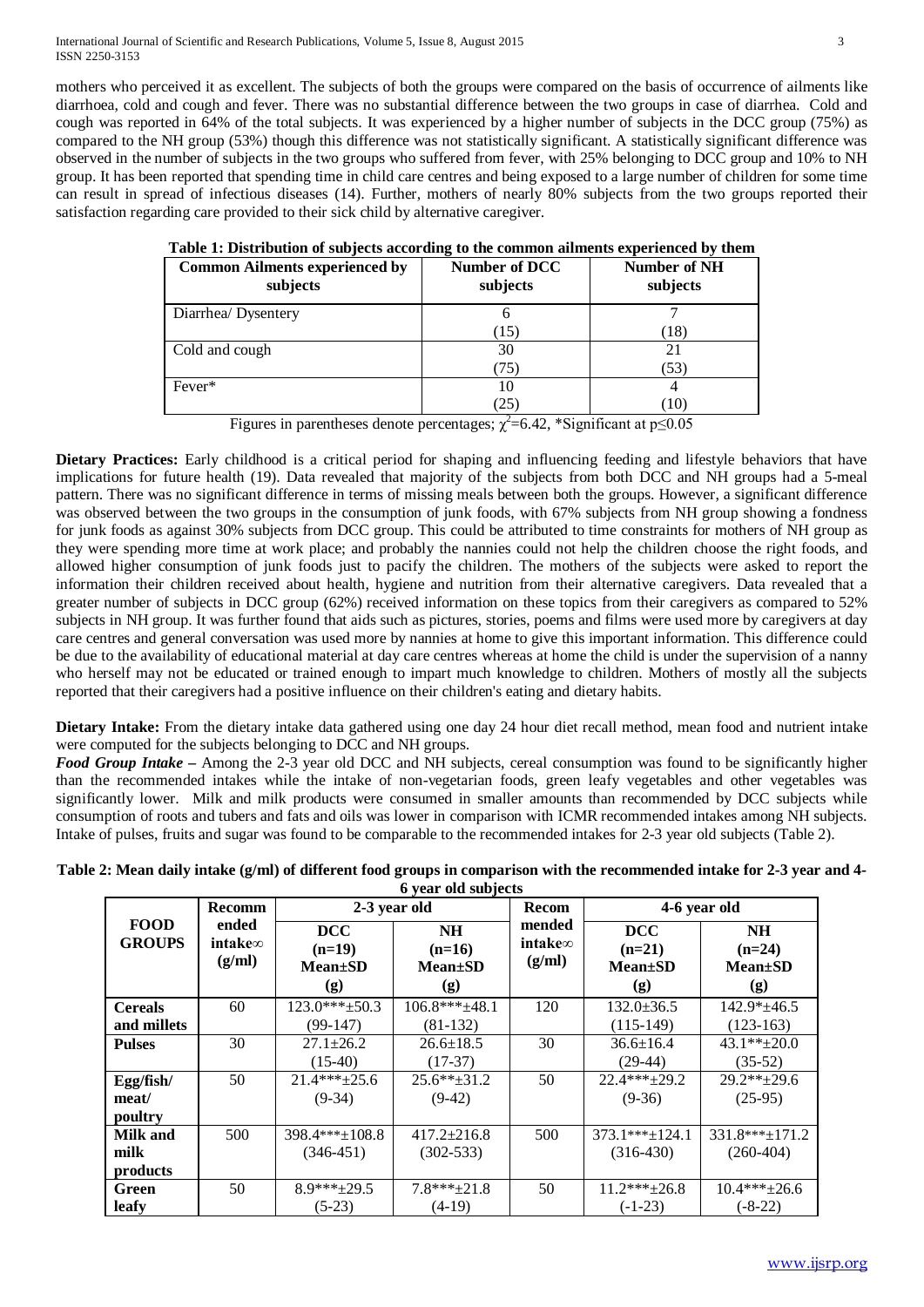mothers who perceived it as excellent. The subjects of both the groups were compared on the basis of occurrence of ailments like diarrhoea, cold and cough and fever. There was no substantial difference between the two groups in case of diarrhea. Cold and cough was reported in 64% of the total subjects. It was experienced by a higher number of subjects in the DCC group (75%) as compared to the NH group (53%) though this difference was not statistically significant. A statistically significant difference was observed in the number of subjects in the two groups who suffered from fever, with 25% belonging to DCC group and 10% to NH group. It has been reported that spending time in child care centres and being exposed to a large number of children for some time can result in spread of infectious diseases (14). Further, mothers of nearly 80% subjects from the two groups reported their satisfaction regarding care provided to their sick child by alternative caregiver.

**Table 1: Distribution of subjects according to the common ailments experienced by them**

| Common Ailments experienced by subjects | Number of DCC subjects | Number of NH subjects |
|---|---|---|
| Diarrhea/ Dysentery | 6 (15) | 7 (18) |
| Cold and cough | 30 (75) | 21 (53) |
| Fever* | 10 (25) | 4 (10) |

Figures in parentheses denote percentages; $\chi^2$=6.42, *Significant at $p \leq 0.05$

**Dietary Practices:** Early childhood is a critical period for shaping and influencing feeding and lifestyle behaviors that have implications for future health (19). Data revealed that majority of the subjects from both DCC and NH groups had a 5-meal pattern. There was no significant difference in terms of missing meals between both the groups. However, a significant difference was observed between the two groups in the consumption of junk foods, with 67% subjects from NH group showing a fondness for junk foods as against 30% subjects from DCC group. This could be attributed to time constraints for mothers of NH group as they were spending more time at work place; and probably the nannies could not help the children choose the right foods, and allowed higher consumption of junk foods just to pacify the children. The mothers of the subjects were asked to report the information their children received about health, hygiene and nutrition from their alternative caregivers. Data revealed that a greater number of subjects in DCC group (62%) received information on these topics from their caregivers as compared to 52% subjects in NH group. It was further found that aids such as pictures, stories, poems and films were used more by caregivers at day care centres and general conversation was used more by nannies at home to give this important information. This difference could be due to the availability of educational material at day care centres whereas at home the child is under the supervision of a nanny who herself may not be educated or trained enough to impart much knowledge to children. Mothers of mostly all the subjects reported that their caregivers had a positive influence on their children's eating and dietary habits.

**Dietary Intake:** From the dietary intake data gathered using one day 24 hour diet recall method, mean food and nutrient intake were computed for the subjects belonging to DCC and NH groups.

***Food Group Intake –*** Among the 2-3 year old DCC and NH subjects, cereal consumption was found to be significantly higher than the recommended intakes while the intake of non-vegetarian foods, green leafy vegetables and other vegetables was significantly lower. Milk and milk products were consumed in smaller amounts than recommended by DCC subjects while consumption of roots and tubers and fats and oils was lower in comparison with ICMR recommended intakes among NH subjects. Intake of pulses, fruits and sugar was found to be comparable to the recommended intakes for 2-3 year old subjects (Table 2).

**Table 2: Mean daily intake (g/ml) of different food groups in comparison with the recommended intake for 2-3 year and 4-6 year old subjects**

| FOOD GROUPS | Recommended intake∞ (g/ml) | 2-3 year old | | Recommended intake∞ (g/ml) | 4-6 year old | |
|---|---|---|---|---|---|---|
| | | DCC (n=19) Mean±SD (g) | NH (n=16) Mean±SD (g) | | DCC (n=21) Mean±SD (g) | NH (n=24) Mean±SD (g) |
| **Cereals and millets** | 60 | 123.0***±50.3 (99-147) | 106.8***±48.1 (81-132) | 120 | 132.0±36.5 (115-149) | 142.9*±46.5 (123-163) |
| **Pulses** | 30 | 27.1±26.2 (15-40) | 26.6±18.5 (17-37) | 30 | 36.6±16.4 (29-44) | 43.1**±20.0 (35-52) |
| **Egg/fish/ meat/ poultry** | 50 | 21.4***±25.6 (9-34) | 25.6**±31.2 (9-42) | 50 | 22.4***±29.2 (9-36) | 29.2**±29.6 (25-95) |
| **Milk and milk products** | 500 | 398.4***±108.8 (346-451) | 417.2±216.8 (302-533) | 500 | 373.1***±124.1 (316-430) | 331.8***±171.2 (260-404) |
| **Green leafy** | 50 | 8.9***±29.5 (5-23) | 7.8***±21.8 (4-19) | 50 | 11.2***±26.8 (-1-23) | 10.4***±26.6 (-8-22) |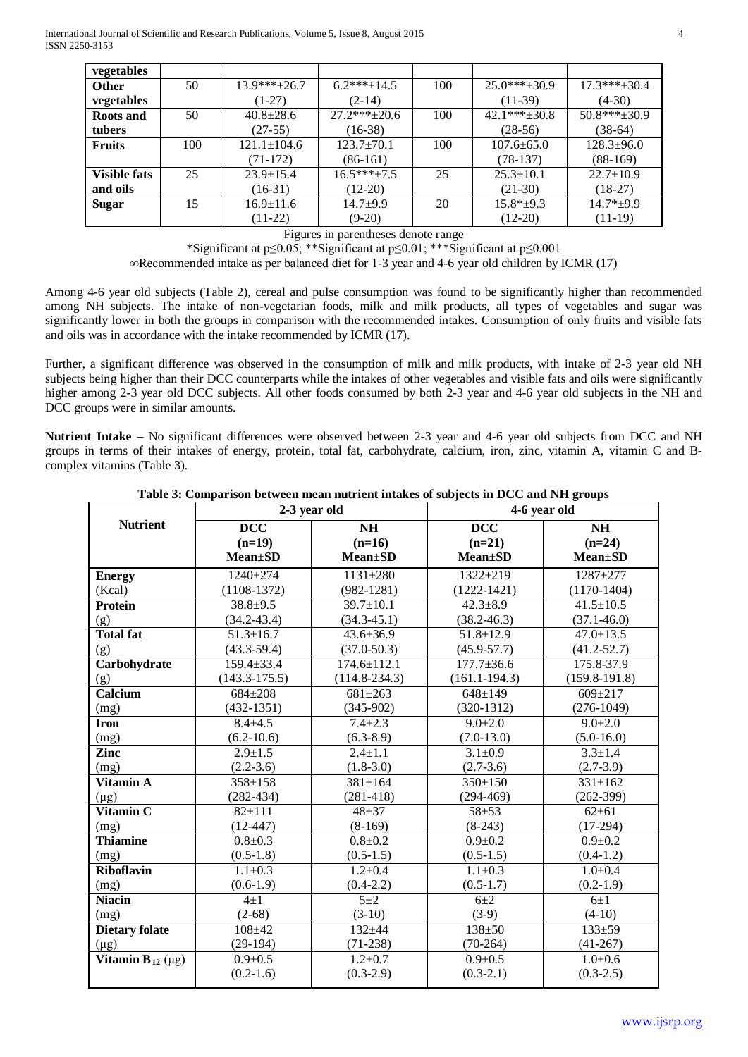| vegetables | | | | | | |
|---|---|---|---|---|---|---|
| **Other vegetables** | 50 | 13.9***±26.7 (1-27) | 6.2***±14.5 (2-14) | 100 | 25.0***±30.9 (11-39) | 17.3***±30.4 (4-30) |
| **Roots and tubers** | 50 | 40.8±28.6 (27-55) | 27.2***±20.6 (16-38) | 100 | 42.1***±30.8 (28-56) | 50.8***±30.9 (38-64) |
| **Fruits** | 100 | 121.1±104.6 (71-172) | 123.7±70.1 (86-161) | 100 | 107.6±65.0 (78-137) | 128.3±96.0 (88-169) |
| **Visible fats and oils** | 25 | 23.9±15.4 (16-31) | 16.5***±7.5 (12-20) | 25 | 25.3±10.1 (21-30) | 22.7±10.9 (18-27) |
| **Sugar** | 15 | 16.9±11.6 (11-22) | 14.7±9.9 (9-20) | 20 | 15.8*±9.3 (12-20) | 14.7*±9.9 (11-19) |

Figures in parentheses denote range

*Significant at p≤0.05; **Significant at p≤0.01; ***Significant at p≤0.001

∞Recommended intake as per balanced diet for 1-3 year and 4-6 year old children by ICMR (17)

Among 4-6 year old subjects (Table 2), cereal and pulse consumption was found to be significantly higher than recommended among NH subjects. The intake of non-vegetarian foods, milk and milk products, all types of vegetables and sugar was significantly lower in both the groups in comparison with the recommended intakes. Consumption of only fruits and visible fats and oils was in accordance with the intake recommended by ICMR (17).

Further, a significant difference was observed in the consumption of milk and milk products, with intake of 2-3 year old NH subjects being higher than their DCC counterparts while the intakes of other vegetables and visible fats and oils were significantly higher among 2-3 year old DCC subjects. All other foods consumed by both 2-3 year and 4-6 year old subjects in the NH and DCC groups were in similar amounts.

**Nutrient Intake –** No significant differences were observed between 2-3 year and 4-6 year old subjects from DCC and NH groups in terms of their intakes of energy, protein, total fat, carbohydrate, calcium, iron, zinc, vitamin A, vitamin C and B-complex vitamins (Table 3).

**Table 3: Comparison between mean nutrient intakes of subjects in DCC and NH groups**

| Nutrient | 2-3 year old | | 4-6 year old | |
|---|---|---|---|---|
| | **DCC (n=19) Mean±SD** | **NH (n=16) Mean±SD** | **DCC (n=21) Mean±SD** | **NH (n=24) Mean±SD** |
| **Energy** (Kcal) | 1240±274 (1108-1372) | 1131±280 (982-1281) | 1322±219 (1222-1421) | 1287±277 (1170-1404) |
| **Protein** (g) | 38.8±9.5 (34.2-43.4) | 39.7±10.1 (34.3-45.1) | 42.3±8.9 (38.2-46.3) | 41.5±10.5 (37.1-46.0) |
| **Total fat** (g) | 51.3±16.7 (43.3-59.4) | 43.6±36.9 (37.0-50.3) | 51.8±12.9 (45.9-57.7) | 47.0±13.5 (41.2-52.7) |
| **Carbohydrate** (g) | 159.4±33.4 (143.3-175.5) | 174.6±112.1 (114.8-234.3) | 177.7±36.6 (161.1-194.3) | 175.8-37.9 (159.8-191.8) |
| **Calcium** (mg) | 684±208 (432-1351) | 681±263 (345-902) | 648±149 (320-1312) | 609±217 (276-1049) |
| **Iron** (mg) | 8.4±4.5 (6.2-10.6) | 7.4±2.3 (6.3-8.9) | 9.0±2.0 (7.0-13.0) | 9.0±2.0 (5.0-16.0) |
| **Zinc** (mg) | 2.9±1.5 (2.2-3.6) | 2.4±1.1 (1.8-3.0) | 3.1±0.9 (2.7-3.6) | 3.3±1.4 (2.7-3.9) |
| **Vitamin A** (μg) | 358±158 (282-434) | 381±164 (281-418) | 350±150 (294-469) | 331±162 (262-399) |
| **Vitamin C** (mg) | 82±111 (12-447) | 48±37 (8-169) | 58±53 (8-243) | 62±61 (17-294) |
| **Thiamine** (mg) | 0.8±0.3 (0.5-1.8) | 0.8±0.2 (0.5-1.5) | 0.9±0.2 (0.5-1.5) | 0.9±0.2 (0.4-1.2) |
| **Riboflavin** (mg) | 1.1±0.3 (0.6-1.9) | 1.2±0.4 (0.4-2.2) | 1.1±0.3 (0.5-1.7) | 1.0±0.4 (0.2-1.9) |
| **Niacin** (mg) | 4±1 (2-68) | 5±2 (3-10) | 6±2 (3-9) | 6±1 (4-10) |
| **Dietary folate** (μg) | 108±42 (29-194) | 132±44 (71-238) | 138±50 (70-264) | 133±59 (41-267) |
| **Vitamin $B_{12}$** (μg) | 0.9±0.5 (0.2-1.6) | 1.2±0.7 (0.3-2.9) | 0.9±0.5 (0.3-2.1) | 1.0±0.6 (0.3-2.5) |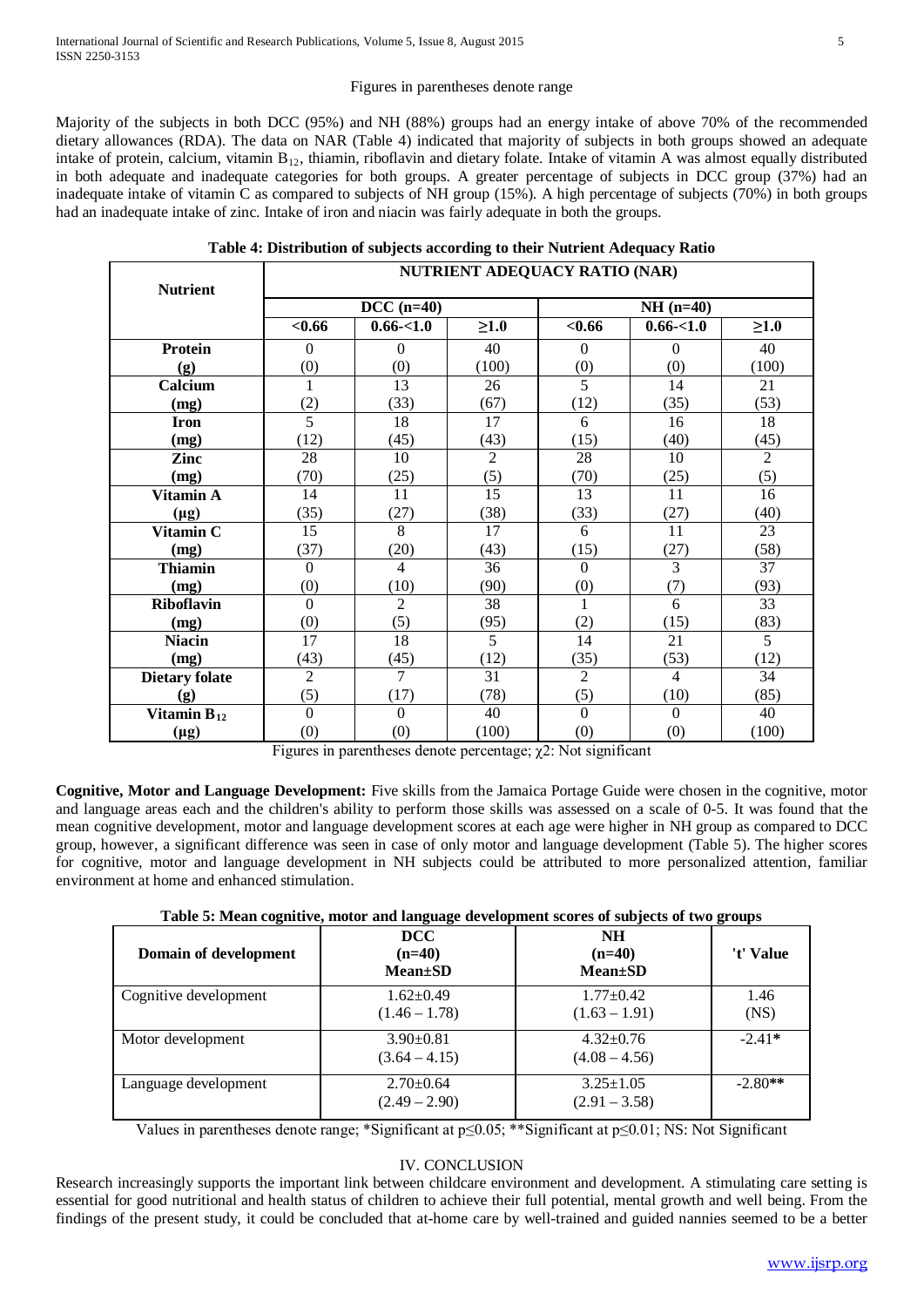Figures in parentheses denote range

Majority of the subjects in both DCC (95%) and NH (88%) groups had an energy intake of above 70% of the recommended dietary allowances (RDA). The data on NAR (Table 4) indicated that majority of subjects in both groups showed an adequate intake of protein, calcium, vitamin $B_{12}$, thiamin, riboflavin and dietary folate. Intake of vitamin A was almost equally distributed in both adequate and inadequate categories for both groups. A greater percentage of subjects in DCC group (37%) had an inadequate intake of vitamin C as compared to subjects of NH group (15%). A high percentage of subjects (70%) in both groups had an inadequate intake of zinc. Intake of iron and niacin was fairly adequate in both the groups.

**Table 4: Distribution of subjects according to their Nutrient Adequacy Ratio**

| Nutrient | NUTRIENT ADEQUACY RATIO (NAR) | | | | | |
|---|---|---|---|---|---|---|
| | DCC (n=40) | | | NH (n=40) | | |
| | <0.66 | 0.66-<1.0 | ≥1.0 | <0.66 | 0.66-<1.0 | ≥1.0 |
| **Protein (g)** | 0 (0) | 0 (0) | 40 (100) | 0 (0) | 0 (0) | 40 (100) |
| **Calcium (mg)** | 1 (2) | 13 (33) | 26 (67) | 5 (12) | 14 (35) | 21 (53) |
| **Iron (mg)** | 5 (12) | 18 (45) | 17 (43) | 6 (15) | 16 (40) | 18 (45) |
| **Zinc (mg)** | 28 (70) | 10 (25) | 2 (5) | 28 (70) | 10 (25) | 2 (5) |
| **Vitamin A (μg)** | 14 (35) | 11 (27) | 15 (38) | 13 (33) | 11 (27) | 16 (40) |
| **Vitamin C (mg)** | 15 (37) | 8 (20) | 17 (43) | 6 (15) | 11 (27) | 23 (58) |
| **Thiamin (mg)** | 0 (0) | 4 (10) | 36 (90) | 0 (0) | 3 (7) | 37 (93) |
| **Riboflavin (mg)** | 0 (0) | 2 (5) | 38 (95) | 1 (2) | 6 (15) | 33 (83) |
| **Niacin (mg)** | 17 (43) | 18 (45) | 5 (12) | 14 (35) | 21 (53) | 5 (12) |
| **Dietary folate (g)** | 2 (5) | 7 (17) | 31 (78) | 2 (5) | 4 (10) | 34 (85) |
| **Vitamin $B_{12}$ (μg)** | 0 (0) | 0 (0) | 40 (100) | 0 (0) | 0 (0) | 40 (100) |

Figures in parentheses denote percentage; $\chi 2$: Not significant

**Cognitive, Motor and Language Development:** Five skills from the Jamaica Portage Guide were chosen in the cognitive, motor and language areas each and the children's ability to perform those skills was assessed on a scale of 0-5. It was found that the mean cognitive development, motor and language development scores at each age were higher in NH group as compared to DCC group, however, a significant difference was seen in case of only motor and language development (Table 5). The higher scores for cognitive, motor and language development in NH subjects could be attributed to more personalized attention, familiar environment at home and enhanced stimulation.

**Table 5: Mean cognitive, motor and language development scores of subjects of two groups**

| Domain of development | DCC (n=40) Mean±SD | NH (n=40) Mean±SD | 't' Value |
|---|---|---|---|
| Cognitive development | 1.62±0.49 (1.46 – 1.78) | 1.77±0.42 (1.63 – 1.91) | 1.46 (NS) |
| Motor development | 3.90±0.81 (3.64 – 4.15) | 4.32±0.76 (4.08 – 4.56) | -2.41* |
| Language development | 2.70±0.64 (2.49 – 2.90) | 3.25±1.05 (2.91 – 3.58) | -2.80** |

Values in parentheses denote range; *Significant at $p \leq 0.05$; **Significant at $p \leq 0.01$; NS: Not Significant

## IV. CONCLUSION

Research increasingly supports the important link between childcare environment and development. A stimulating care setting is essential for good nutritional and health status of children to achieve their full potential, mental growth and well being. From the findings of the present study, it could be concluded that at-home care by well-trained and guided nannies seemed to be a better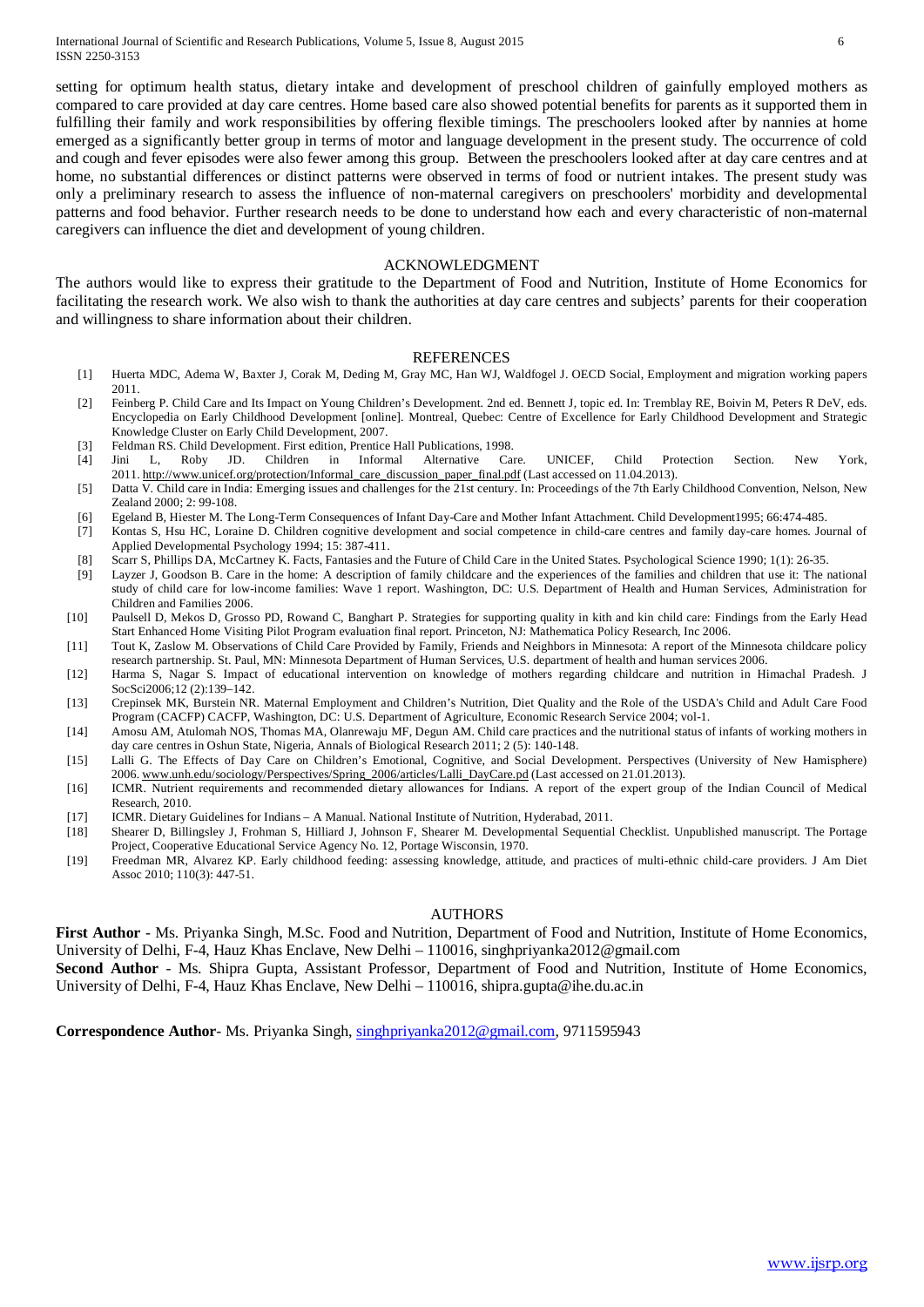setting for optimum health status, dietary intake and development of preschool children of gainfully employed mothers as compared to care provided at day care centres. Home based care also showed potential benefits for parents as it supported them in fulfilling their family and work responsibilities by offering flexible timings. The preschoolers looked after by nannies at home emerged as a significantly better group in terms of motor and language development in the present study. The occurrence of cold and cough and fever episodes were also fewer among this group. Between the preschoolers looked after at day care centres and at home, no substantial differences or distinct patterns were observed in terms of food or nutrient intakes. The present study was only a preliminary research to assess the influence of non-maternal caregivers on preschoolers' morbidity and developmental patterns and food behavior. Further research needs to be done to understand how each and every characteristic of non-maternal caregivers can influence the diet and development of young children.

## ACKNOWLEDGMENT

The authors would like to express their gratitude to the Department of Food and Nutrition, Institute of Home Economics for facilitating the research work. We also wish to thank the authorities at day care centres and subjects' parents for their cooperation and willingness to share information about their children.

## REFERENCES

[1] Huerta MDC, Adema W, Baxter J, Corak M, Deding M, Gray MC, Han WJ, Waldfogel J. OECD Social, Employment and migration working papers 2011.

[2] Feinberg P. Child Care and Its Impact on Young Children's Development. 2nd ed. Bennett J, topic ed. In: Tremblay RE, Boivin M, Peters R DeV, eds. Encyclopedia on Early Childhood Development [online]. Montreal, Quebec: Centre of Excellence for Early Childhood Development and Strategic Knowledge Cluster on Early Child Development, 2007.

[3] Feldman RS. Child Development. First edition, Prentice Hall Publications, 1998.

[4] Jini L, Roby JD. Children in Informal Alternative Care. UNICEF, Child Protection Section. New York, 2011. http://www.unicef.org/protection/Informal_care_discussion_paper_final.pdf (Last accessed on 11.04.2013).

[5] Datta V. Child care in India: Emerging issues and challenges for the 21st century. In: Proceedings of the 7th Early Childhood Convention, Nelson, New Zealand 2000; 2: 99-108.

[6] Egeland B, Hiester M. The Long-Term Consequences of Infant Day-Care and Mother Infant Attachment. Child Development1995; 66:474-485.

[7] Kontas S, Hsu HC, Loraine D. Children cognitive development and social competence in child-care centres and family day-care homes. Journal of Applied Developmental Psychology 1994; 15: 387-411.

[8] Scarr S, Phillips DA, McCartney K. Facts, Fantasies and the Future of Child Care in the United States. Psychological Science 1990; 1(1): 26-35.

[9] Layzer J, Goodson B. Care in the home: A description of family childcare and the experiences of the families and children that use it: The national study of child care for low-income families: Wave 1 report. Washington, DC: U.S. Department of Health and Human Services, Administration for Children and Families 2006.

[10] Paulsell D, Mekos D, Grosso PD, Rowand C, Banghart P. Strategies for supporting quality in kith and kin child care: Findings from the Early Head Start Enhanced Home Visiting Pilot Program evaluation final report. Princeton, NJ: Mathematica Policy Research, Inc 2006.

[11] Tout K, Zaslow M. Observations of Child Care Provided by Family, Friends and Neighbors in Minnesota: A report of the Minnesota childcare policy research partnership. St. Paul, MN: Minnesota Department of Human Services, U.S. department of health and human services 2006.

[12] Harma S, Nagar S. Impact of educational intervention on knowledge of mothers regarding childcare and nutrition in Himachal Pradesh. J SocSci2006;12 (2):139–142.

[13] Crepinsek MK, Burstein NR. Maternal Employment and Children's Nutrition, Diet Quality and the Role of the USDA's Child and Adult Care Food Program (CACFP) CACFP, Washington, DC: U.S. Department of Agriculture, Economic Research Service 2004; vol-1.

[14] Amosu AM, Atulomah NOS, Thomas MA, Olanrewaju MF, Degun AM. Child care practices and the nutritional status of infants of working mothers in day care centres in Oshun State, Nigeria, Annals of Biological Research 2011; 2 (5): 140-148.

[15] Lalli G. The Effects of Day Care on Children's Emotional, Cognitive, and Social Development. Perspectives (University of New Hamisphere) 2006. www.unh.edu/sociology/Perspectives/Spring_2006/articles/Lalli_DayCare.pd (Last accessed on 21.01.2013).

[16] ICMR. Nutrient requirements and recommended dietary allowances for Indians. A report of the expert group of the Indian Council of Medical Research, 2010.

[17] ICMR. Dietary Guidelines for Indians – A Manual. National Institute of Nutrition, Hyderabad, 2011.

[18] Shearer D, Billingsley J, Frohman S, Hilliard J, Johnson F, Shearer M. Developmental Sequential Checklist. Unpublished manuscript. The Portage Project, Cooperative Educational Service Agency No. 12, Portage Wisconsin, 1970.

[19] Freedman MR, Alvarez KP. Early childhood feeding: assessing knowledge, attitude, and practices of multi-ethnic child-care providers. J Am Diet Assoc 2010; 110(3): 447-51.

## AUTHORS

**First Author** - Ms. Priyanka Singh, M.Sc. Food and Nutrition, Department of Food and Nutrition, Institute of Home Economics, University of Delhi, F-4, Hauz Khas Enclave, New Delhi – 110016, singhpriyanka2012@gmail.com

**Second Author** - Ms. Shipra Gupta, Assistant Professor, Department of Food and Nutrition, Institute of Home Economics, University of Delhi, F-4, Hauz Khas Enclave, New Delhi – 110016, shipra.gupta@ihe.du.ac.in

**Correspondence Author**- Ms. Priyanka Singh, singhpriyanka2012@gmail.com, 9711595943